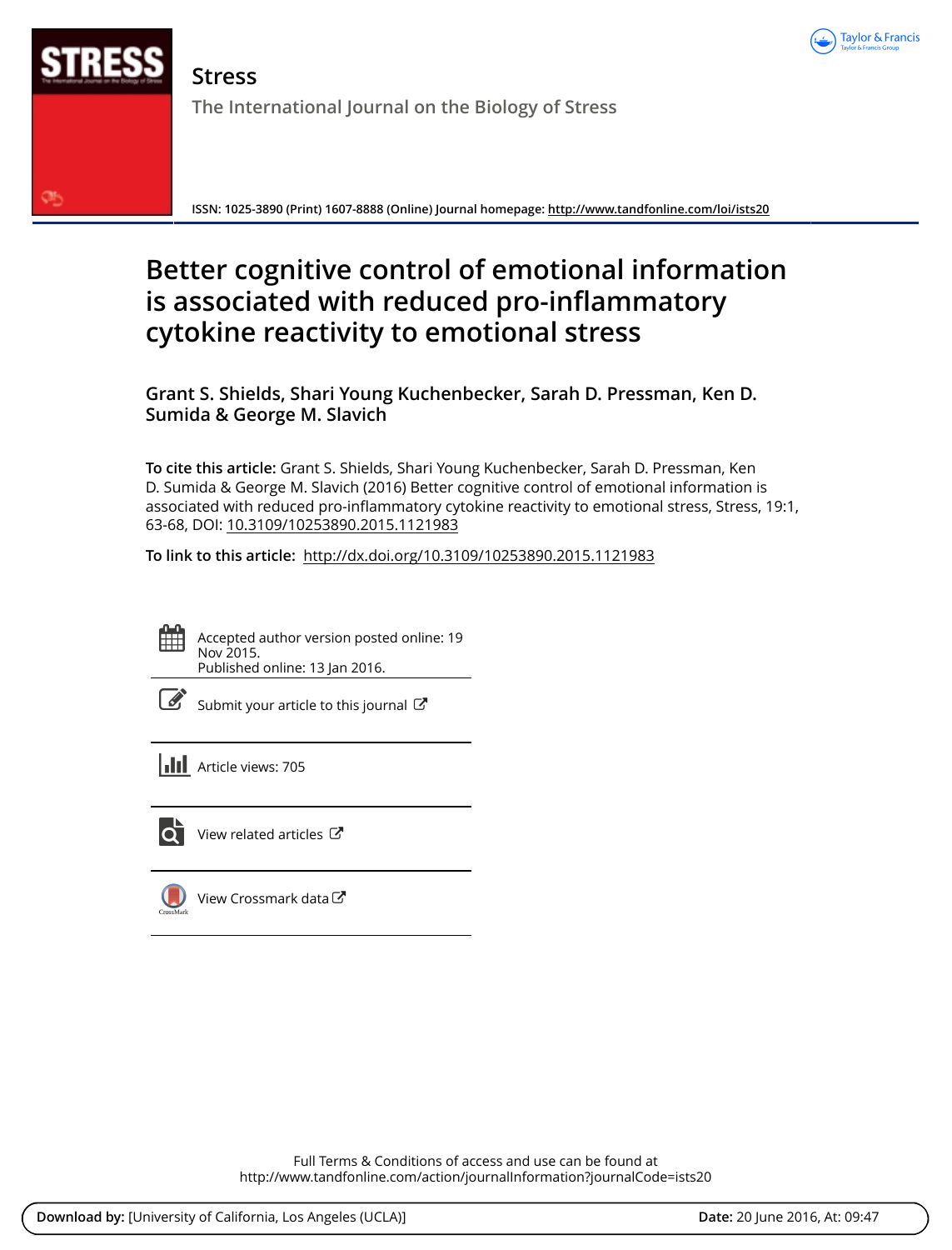Stress

The International Journal on the Biology of Stress

ISSN: 1025-3890 (Print) 1607-8888 (Online) Journal homepage: http://www.tandfonline.com/loi/ists20

# Better cognitive control of emotional information is associated with reduced pro-inflammatory cytokine reactivity to emotional stress

**Grant S. Shields, Shari Young Kuchenbecker, Sarah D. Pressman, Ken D. Sumida & George M. Slavich**

**To cite this article:** Grant S. Shields, Shari Young Kuchenbecker, Sarah D. Pressman, Ken D. Sumida & George M. Slavich (2016) Better cognitive control of emotional information is associated with reduced pro-inflammatory cytokine reactivity to emotional stress, Stress, 19:1, 63-68, DOI: 10.3109/10253890.2015.1121983

**To link to this article:** http://dx.doi.org/10.3109/10253890.2015.1121983

Accepted author version posted online: 19 Nov 2015.
Published online: 13 Jan 2016.

Submit your article to this journal

Article views: 705

View related articles

View Crossmark data

Full Terms & Conditions of access and use can be found at
http://www.tandfonline.com/action/journalInformation?journalCode=ists20

**Download by:** [University of California, Los Angeles (UCLA)] **Date:** 20 June 2016, At: 09:47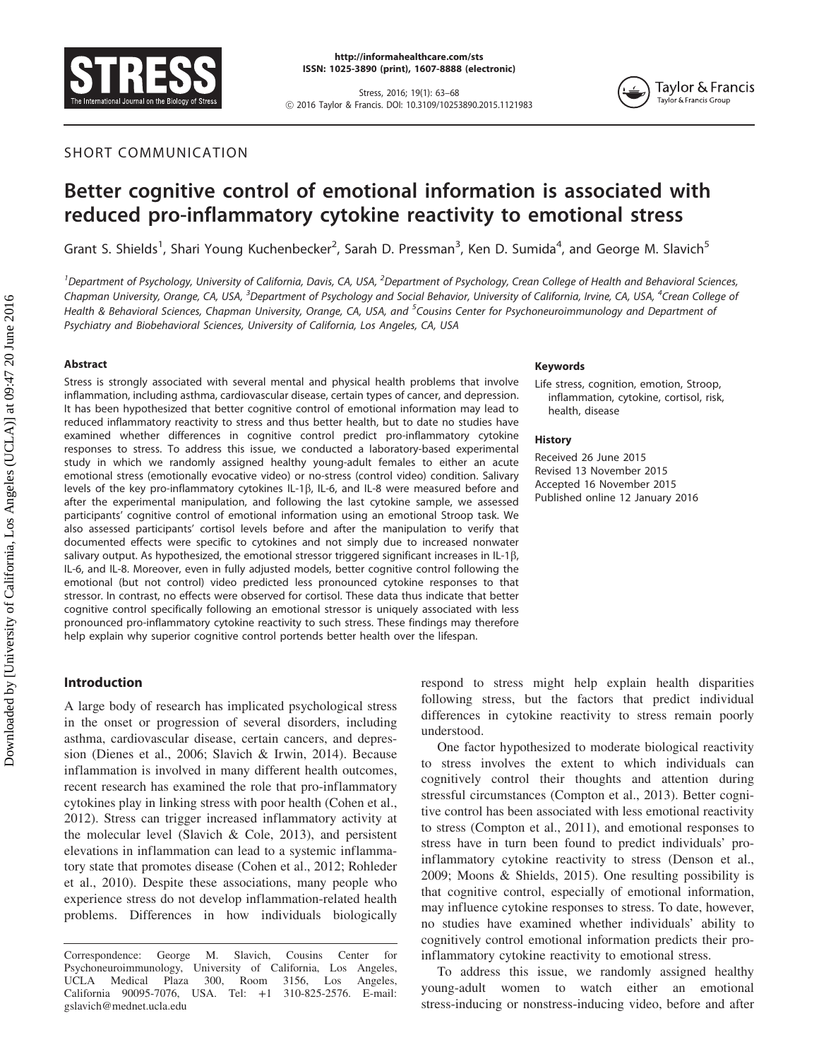## SHORT COMMUNICATION

# Better cognitive control of emotional information is associated with reduced pro-inflammatory cytokine reactivity to emotional stress

Grant S. Shields[1], Shari Young Kuchenbecker[2], Sarah D. Pressman[3], Ken D. Sumida[4], and George M. Slavich[5]

[1]Department of Psychology, University of California, Davis, CA, USA, [2]Department of Psychology, Crean College of Health and Behavioral Sciences, Chapman University, Orange, CA, USA, [3]Department of Psychology and Social Behavior, University of California, Irvine, CA, USA, [4]Crean College of Health & Behavioral Sciences, Chapman University, Orange, CA, USA, and [5]Cousins Center for Psychoneuroimmunology and Department of Psychiatry and Biobehavioral Sciences, University of California, Los Angeles, CA, USA

### Abstract

Stress is strongly associated with several mental and physical health problems that involve inflammation, including asthma, cardiovascular disease, certain types of cancer, and depression. It has been hypothesized that better cognitive control of emotional information may lead to reduced inflammatory reactivity to stress and thus better health, but to date no studies have examined whether differences in cognitive control predict pro-inflammatory cytokine responses to stress. To address this issue, we conducted a laboratory-based experimental study in which we randomly assigned healthy young-adult females to either an acute emotional stress (emotionally evocative video) or no-stress (control video) condition. Salivary levels of the key pro-inflammatory cytokines IL-1β, IL-6, and IL-8 were measured before and after the experimental manipulation, and following the last cytokine sample, we assessed participants' cognitive control of emotional information using an emotional Stroop task. We also assessed participants' cortisol levels before and after the manipulation to verify that documented effects were specific to cytokines and not simply due to increased nonwater salivary output. As hypothesized, the emotional stressor triggered significant increases in IL-1β, IL-6, and IL-8. Moreover, even in fully adjusted models, better cognitive control following the emotional (but not control) video predicted less pronounced cytokine responses to that stressor. In contrast, no effects were observed for cortisol. These data thus indicate that better cognitive control specifically following an emotional stressor is uniquely associated with less pronounced pro-inflammatory cytokine reactivity to such stress. These findings may therefore help explain why superior cognitive control portends better health over the lifespan.

### Keywords

Life stress, cognition, emotion, Stroop, inflammation, cytokine, cortisol, risk, health, disease

### History

Received 26 June 2015
Revised 13 November 2015
Accepted 16 November 2015
Published online 12 January 2016

## Introduction

A large body of research has implicated psychological stress in the onset or progression of several disorders, including asthma, cardiovascular disease, certain cancers, and depression (Dienes et al., 2006; Slavich & Irwin, 2014). Because inflammation is involved in many different health outcomes, recent research has examined the role that pro-inflammatory cytokines play in linking stress with poor health (Cohen et al., 2012). Stress can trigger increased inflammatory activity at the molecular level (Slavich & Cole, 2013), and persistent elevations in inflammation can lead to a systemic inflammatory state that promotes disease (Cohen et al., 2012; Rohleder et al., 2010). Despite these associations, many people who experience stress do not develop inflammation-related health problems. Differences in how individuals biologically respond to stress might help explain health disparities following stress, but the factors that predict individual differences in cytokine reactivity to stress remain poorly understood.

One factor hypothesized to moderate biological reactivity to stress involves the extent to which individuals can cognitively control their thoughts and attention during stressful circumstances (Compton et al., 2013). Better cognitive control has been associated with less emotional reactivity to stress (Compton et al., 2011), and emotional responses to stress have in turn been found to predict individuals' pro-inflammatory cytokine reactivity to stress (Denson et al., 2009; Moons & Shields, 2015). One resulting possibility is that cognitive control, especially of emotional information, may influence cytokine responses to stress. To date, however, no studies have examined whether individuals' ability to cognitively control emotional information predicts their pro-inflammatory cytokine reactivity to emotional stress.

To address this issue, we randomly assigned healthy young-adult women to watch either an emotional stress-inducing or nonstress-inducing video, before and after

Correspondence: George M. Slavich, Cousins Center for Psychoneuroimmunology, University of California, Los Angeles, UCLA Medical Plaza 300, Room 3156, Los Angeles, California 90095-7076, USA. Tel: +1 310-825-2576. E-mail: gslavich@mednet.ucla.edu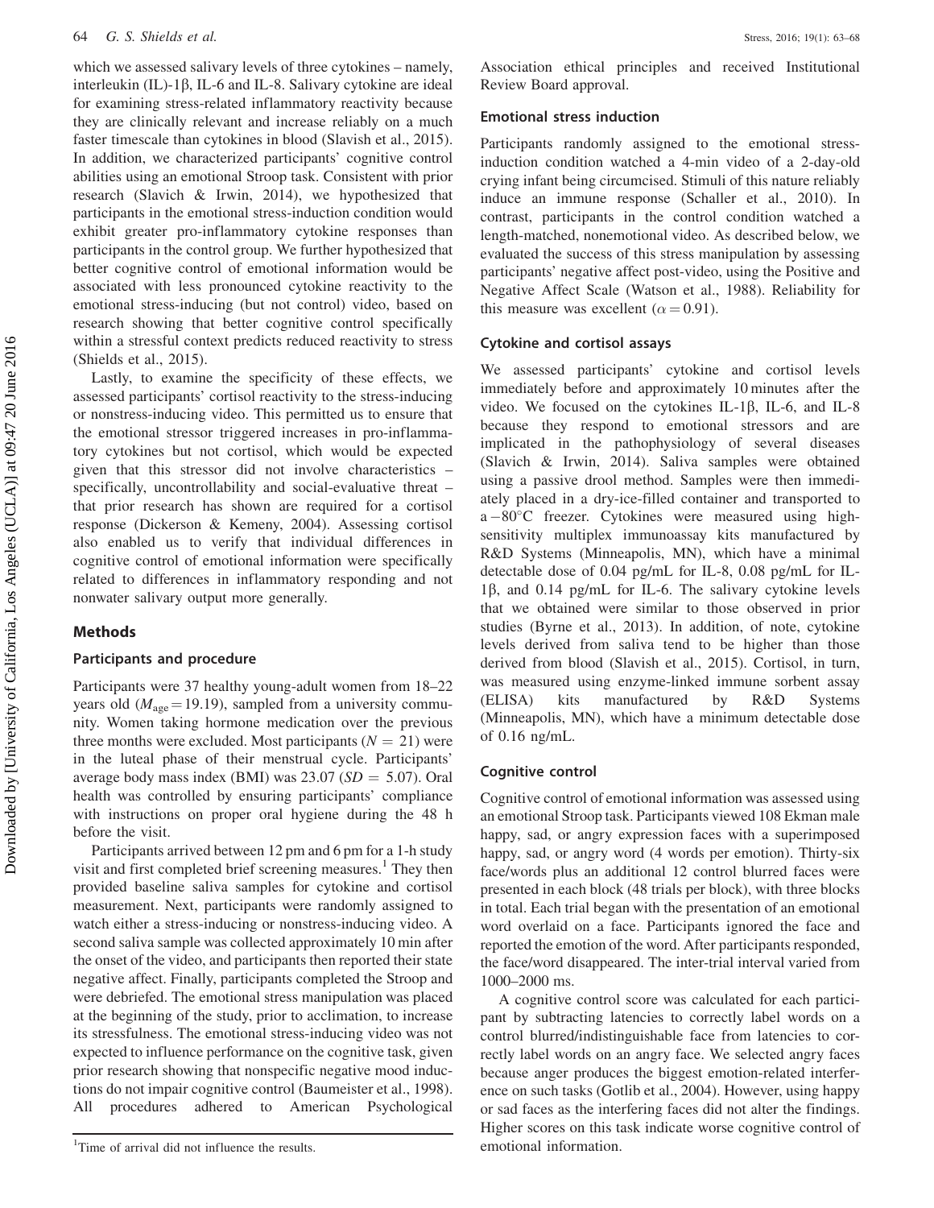which we assessed salivary levels of three cytokines – namely, interleukin (IL)-1β, IL-6 and IL-8. Salivary cytokine are ideal for examining stress-related inflammatory reactivity because they are clinically relevant and increase reliably on a much faster timescale than cytokines in blood (Slavish et al., 2015). In addition, we characterized participants' cognitive control abilities using an emotional Stroop task. Consistent with prior research (Slavich & Irwin, 2014), we hypothesized that participants in the emotional stress-induction condition would exhibit greater pro-inflammatory cytokine responses than participants in the control group. We further hypothesized that better cognitive control of emotional information would be associated with less pronounced cytokine reactivity to the emotional stress-inducing (but not control) video, based on research showing that better cognitive control specifically within a stressful context predicts reduced reactivity to stress (Shields et al., 2015).

Lastly, to examine the specificity of these effects, we assessed participants' cortisol reactivity to the stress-inducing or nonstress-inducing video. This permitted us to ensure that the emotional stressor triggered increases in pro-inflammatory cytokines but not cortisol, which would be expected given that this stressor did not involve characteristics – specifically, uncontrollability and social-evaluative threat – that prior research has shown are required for a cortisol response (Dickerson & Kemeny, 2004). Assessing cortisol also enabled us to verify that individual differences in cognitive control of emotional information were specifically related to differences in inflammatory responding and not nonwater salivary output more generally.

## Methods

### Participants and procedure

Participants were 37 healthy young-adult women from 18–22 years old ($M_{age} = 19.19$), sampled from a university community. Women taking hormone medication over the previous three months were excluded. Most participants ($N = 21$) were in the luteal phase of their menstrual cycle. Participants' average body mass index (BMI) was 23.07 ($SD = 5.07$). Oral health was controlled by ensuring participants' compliance with instructions on proper oral hygiene during the 48 h before the visit.

Participants arrived between 12 pm and 6 pm for a 1-h study visit and first completed brief screening measures.[1] They then provided baseline saliva samples for cytokine and cortisol measurement. Next, participants were randomly assigned to watch either a stress-inducing or nonstress-inducing video. A second saliva sample was collected approximately 10 min after the onset of the video, and participants then reported their state negative affect. Finally, participants completed the Stroop and were debriefed. The emotional stress manipulation was placed at the beginning of the study, prior to acclimation, to increase its stressfulness. The emotional stress-inducing video was not expected to influence performance on the cognitive task, given prior research showing that nonspecific negative mood inductions do not impair cognitive control (Baumeister et al., 1998). All procedures adhered to American Psychological Association ethical principles and received Institutional Review Board approval.

### Emotional stress induction

Participants randomly assigned to the emotional stress-induction condition watched a 4-min video of a 2-day-old crying infant being circumcised. Stimuli of this nature reliably induce an immune response (Schaller et al., 2010). In contrast, participants in the control condition watched a length-matched, nonemotional video. As described below, we evaluated the success of this stress manipulation by assessing participants' negative affect post-video, using the Positive and Negative Affect Scale (Watson et al., 1988). Reliability for this measure was excellent ($\alpha = 0.91$).

### Cytokine and cortisol assays

We assessed participants' cytokine and cortisol levels immediately before and approximately 10 minutes after the video. We focused on the cytokines IL-1β, IL-6, and IL-8 because they respond to emotional stressors and are implicated in the pathophysiology of several diseases (Slavich & Irwin, 2014). Saliva samples were obtained using a passive drool method. Samples were then immediately placed in a dry-ice-filled container and transported to a −80 °C freezer. Cytokines were measured using high-sensitivity multiplex immunoassay kits manufactured by R&D Systems (Minneapolis, MN), which have a minimal detectable dose of 0.04 pg/mL for IL-8, 0.08 pg/mL for IL-1β, and 0.14 pg/mL for IL-6. The salivary cytokine levels that we obtained were similar to those observed in prior studies (Byrne et al., 2013). In addition, of note, cytokine levels derived from saliva tend to be higher than those derived from blood (Slavish et al., 2015). Cortisol, in turn, was measured using enzyme-linked immune sorbent assay (ELISA) kits manufactured by R&D Systems (Minneapolis, MN), which have a minimum detectable dose of 0.16 ng/mL.

### Cognitive control

Cognitive control of emotional information was assessed using an emotional Stroop task. Participants viewed 108 Ekman male happy, sad, or angry expression faces with a superimposed happy, sad, or angry word (4 words per emotion). Thirty-six face/words plus an additional 12 control blurred faces were presented in each block (48 trials per block), with three blocks in total. Each trial began with the presentation of an emotional word overlaid on a face. Participants ignored the face and reported the emotion of the word. After participants responded, the face/word disappeared. The inter-trial interval varied from 1000–2000 ms.

A cognitive control score was calculated for each participant by subtracting latencies to correctly label words on a control blurred/indistinguishable face from latencies to correctly label words on an angry face. We selected angry faces because anger produces the biggest emotion-related interference on such tasks (Gotlib et al., 2004). However, using happy or sad faces as the interfering faces did not alter the findings. Higher scores on this task indicate worse cognitive control of emotional information.

[1] Time of arrival did not influence the results.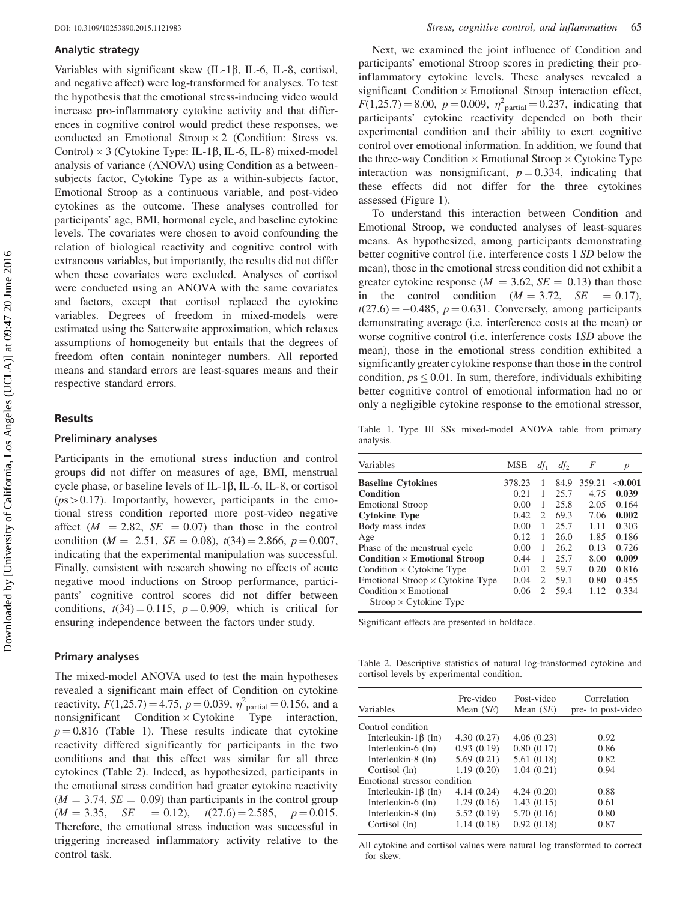### Analytic strategy

Variables with significant skew (IL-1β, IL-6, IL-8, cortisol, and negative affect) were log-transformed for analyses. To test the hypothesis that the emotional stress-inducing video would increase pro-inflammatory cytokine activity and that differences in cognitive control would predict these responses, we conducted an Emotional Stroop × 2 (Condition: Stress vs. Control) × 3 (Cytokine Type: IL-1β, IL-6, IL-8) mixed-model analysis of variance (ANOVA) using Condition as a between-subjects factor, Cytokine Type as a within-subjects factor, Emotional Stroop as a continuous variable, and post-video cytokines as the outcome. These analyses controlled for participants' age, BMI, hormonal cycle, and baseline cytokine levels. The covariates were chosen to avoid confounding the relation of biological reactivity and cognitive control with extraneous variables, but importantly, the results did not differ when these covariates were excluded. Analyses of cortisol were conducted using an ANOVA with the same covariates and factors, except that cortisol replaced the cytokine variables. Degrees of freedom in mixed-models were estimated using the Satterwaite approximation, which relaxes assumptions of homogeneity but entails that the degrees of freedom often contain noninteger numbers. All reported means and standard errors are least-squares means and their respective standard errors.

## Results

### Preliminary analyses

Participants in the emotional stress induction and control groups did not differ on measures of age, BMI, menstrual cycle phase, or baseline levels of IL-1β, IL-6, IL-8, or cortisol ($ps > 0.17$). Importantly, however, participants in the emotional stress condition reported more post-video negative affect ($M = 2.82$, $SE = 0.07$) than those in the control condition ($M = 2.51$, $SE = 0.08$), $t(34) = 2.866$, $p = 0.007$, indicating that the experimental manipulation was successful. Finally, consistent with research showing no effects of acute negative mood inductions on Stroop performance, participants' cognitive control scores did not differ between conditions, $t(34) = 0.115$, $p = 0.909$, which is critical for ensuring independence between the factors under study.

### Primary analyses

The mixed-model ANOVA used to test the main hypotheses revealed a significant main effect of Condition on cytokine reactivity, $F(1,25.7) = 4.75$, $p = 0.039$, $\eta^2_{\text{partial}} = 0.156$, and a nonsignificant Condition × Cytokine Type interaction, $p = 0.816$ (Table 1). These results indicate that cytokine reactivity differed significantly for participants in the two conditions and that this effect was similar for all three cytokines (Table 2). Indeed, as hypothesized, participants in the emotional stress condition had greater cytokine reactivity ($M = 3.74$, $SE = 0.09$) than participants in the control group ($M = 3.35$, $SE = 0.12$), $t(27.6) = 2.585$, $p = 0.015$. Therefore, the emotional stress induction was successful in triggering increased inflammatory activity relative to the control task.

Next, we examined the joint influence of Condition and participants' emotional Stroop scores in predicting their pro-inflammatory cytokine levels. These analyses revealed a significant Condition × Emotional Stroop interaction effect, $F(1,25.7) = 8.00$, $p = 0.009$, $\eta^2_{\text{partial}} = 0.237$, indicating that participants' cytokine reactivity depended on both their experimental condition and their ability to exert cognitive control over emotional information. In addition, we found that the three-way Condition × Emotional Stroop × Cytokine Type interaction was nonsignificant, $p = 0.334$, indicating that these effects did not differ for the three cytokines assessed (Figure 1).

To understand this interaction between Condition and Emotional Stroop, we conducted analyses of least-squares means. As hypothesized, among participants demonstrating better cognitive control (i.e. interference costs 1 *SD* below the mean), those in the emotional stress condition did not exhibit a greater cytokine response ($M = 3.62$, $SE = 0.13$) than those in the control condition ($M = 3.72$, $SE = 0.17$), $t(27.6) = -0.485$, $p = 0.631$. Conversely, among participants demonstrating average (i.e. interference costs at the mean) or worse cognitive control (i.e. interference costs 1*SD* above the mean), those in the emotional stress condition exhibited a significantly greater cytokine response than those in the control condition, $ps \leq 0.01$. In sum, therefore, individuals exhibiting better cognitive control of emotional information had no or only a negligible cytokine response to the emotional stressor,

Table 1. Type III SSs mixed-model ANOVA table from primary analysis.

| Variables | MSE | $df_1$ | $df_2$ | $F$ | $p$ |
|---|---|---|---|---|---|
| **Baseline Cytokines** | 378.23 | 1 | 84.9 | 359.21 | **<0.001** |
| **Condition** | 0.21 | 1 | 25.7 | 4.75 | **0.039** |
| Emotional Stroop | 0.00 | 1 | 25.8 | 2.05 | 0.164 |
| **Cytokine Type** | 0.42 | 2 | 69.3 | 7.06 | **0.002** |
| Body mass index | 0.00 | 1 | 25.7 | 1.11 | 0.303 |
| Age | 0.12 | 1 | 26.0 | 1.85 | 0.186 |
| Phase of the menstrual cycle | 0.00 | 1 | 26.2 | 0.13 | 0.726 |
| **Condition × Emotional Stroop** | 0.44 | 1 | 25.7 | 8.00 | **0.009** |
| Condition × Cytokine Type | 0.01 | 2 | 59.7 | 0.20 | 0.816 |
| Emotional Stroop × Cytokine Type | 0.04 | 2 | 59.1 | 0.80 | 0.455 |
| Condition × Emotional Stroop × Cytokine Type | 0.06 | 2 | 59.4 | 1.12 | 0.334 |

Significant effects are presented in boldface.

Table 2. Descriptive statistics of natural log-transformed cytokine and cortisol levels by experimental condition.

| Variables | Pre-video Mean (*SE*) | Post-video Mean (*SE*) | Correlation pre- to post-video |
|---|---|---|---|
| Control condition | | | |
| Interleukin-1β (ln) | 4.30 (0.27) | 4.06 (0.23) | 0.92 |
| Interleukin-6 (ln) | 0.93 (0.19) | 0.80 (0.17) | 0.86 |
| Interleukin-8 (ln) | 5.69 (0.21) | 5.61 (0.18) | 0.82 |
| Cortisol (ln) | 1.19 (0.20) | 1.04 (0.21) | 0.94 |
| Emotional stressor condition | | | |
| Interleukin-1β (ln) | 4.14 (0.24) | 4.24 (0.20) | 0.88 |
| Interleukin-6 (ln) | 1.29 (0.16) | 1.43 (0.15) | 0.61 |
| Interleukin-8 (ln) | 5.52 (0.19) | 5.70 (0.16) | 0.80 |
| Cortisol (ln) | 1.14 (0.18) | 0.92 (0.18) | 0.87 |

All cytokine and cortisol values were natural log transformed to correct for skew.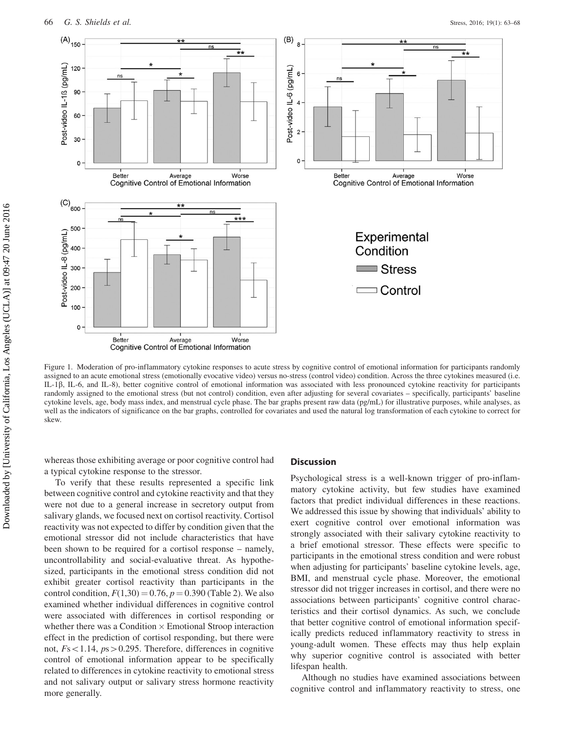Figure 1. Moderation of pro-inflammatory cytokine responses to acute stress by cognitive control of emotional information for participants randomly assigned to an acute emotional stress (emotionally evocative video) versus no-stress (control video) condition. Across the three cytokines measured (i.e. IL-1β, IL-6, and IL-8), better cognitive control of emotional information was associated with less pronounced cytokine reactivity for participants randomly assigned to the emotional stress (but not control) condition, even after adjusting for several covariates – specifically, participants' baseline cytokine levels, age, body mass index, and menstrual cycle phase. The bar graphs present raw data (pg/mL) for illustrative purposes, while analyses, as well as the indicators of significance on the bar graphs, controlled for covariates and used the natural log transformation of each cytokine to correct for skew.

whereas those exhibiting average or poor cognitive control had a typical cytokine response to the stressor.

To verify that these results represented a specific link between cognitive control and cytokine reactivity and that they were not due to a general increase in secretory output from salivary glands, we focused next on cortisol reactivity. Cortisol reactivity was not expected to differ by condition given that the emotional stressor did not include characteristics that have been shown to be required for a cortisol response – namely, uncontrollability and social-evaluative threat. As hypothesized, participants in the emotional stress condition did not exhibit greater cortisol reactivity than participants in the control condition, $F(1,30) = 0.76$, $p = 0.390$ (Table 2). We also examined whether individual differences in cognitive control were associated with differences in cortisol responding or whether there was a Condition × Emotional Stroop interaction effect in the prediction of cortisol responding, but there were not, $F\text{s} < 1.14$, $p\text{s} > 0.295$. Therefore, differences in cognitive control of emotional information appear to be specifically related to differences in cytokine reactivity to emotional stress and not salivary output or salivary stress hormone reactivity more generally.

## Discussion

Psychological stress is a well-known trigger of pro-inflammatory cytokine activity, but few studies have examined factors that predict individual differences in these reactions. We addressed this issue by showing that individuals' ability to exert cognitive control over emotional information was strongly associated with their salivary cytokine reactivity to a brief emotional stressor. These effects were specific to participants in the emotional stress condition and were robust when adjusting for participants' baseline cytokine levels, age, BMI, and menstrual cycle phase. Moreover, the emotional stressor did not trigger increases in cortisol, and there were no associations between participants' cognitive control characteristics and their cortisol dynamics. As such, we conclude that better cognitive control of emotional information specifically predicts reduced inflammatory reactivity to stress in young-adult women. These effects may thus help explain why superior cognitive control is associated with better lifespan health.

Although no studies have examined associations between cognitive control and inflammatory reactivity to stress, one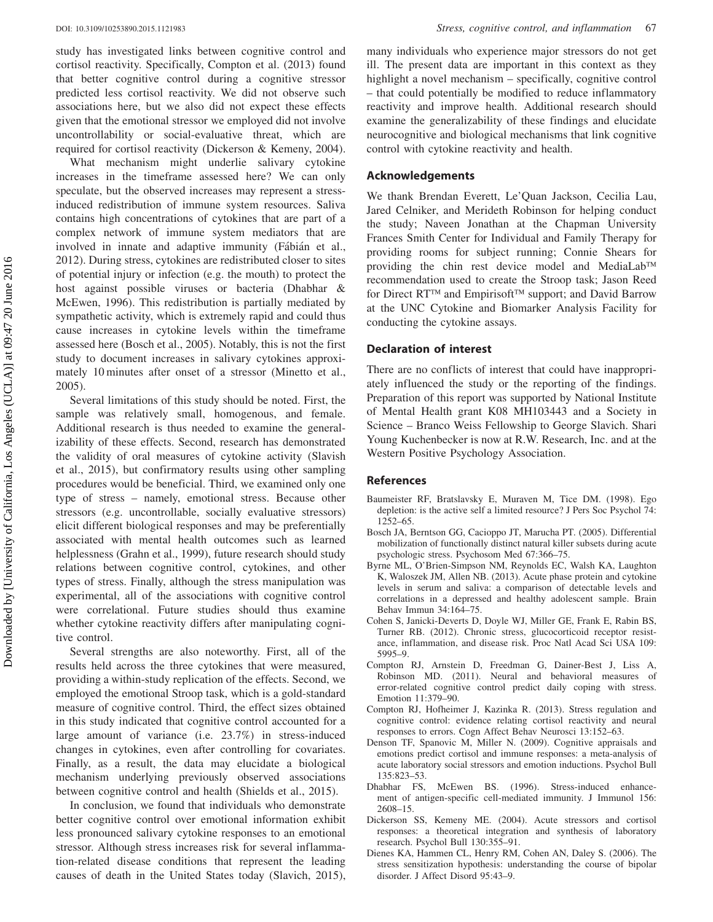study has investigated links between cognitive control and cortisol reactivity. Specifically, Compton et al. (2013) found that better cognitive control during a cognitive stressor predicted less cortisol reactivity. We did not observe such associations here, but we also did not expect these effects given that the emotional stressor we employed did not involve uncontrollability or social-evaluative threat, which are required for cortisol reactivity (Dickerson & Kemeny, 2004).

What mechanism might underlie salivary cytokine increases in the timeframe assessed here? We can only speculate, but the observed increases may represent a stress-induced redistribution of immune system resources. Saliva contains high concentrations of cytokines that are part of a complex network of immune system mediators that are involved in innate and adaptive immunity (Fábián et al., 2012). During stress, cytokines are redistributed closer to sites of potential injury or infection (e.g. the mouth) to protect the host against possible viruses or bacteria (Dhabhar & McEwen, 1996). This redistribution is partially mediated by sympathetic activity, which is extremely rapid and could thus cause increases in cytokine levels within the timeframe assessed here (Bosch et al., 2005). Notably, this is not the first study to document increases in salivary cytokines approximately 10 minutes after onset of a stressor (Minetto et al., 2005).

Several limitations of this study should be noted. First, the sample was relatively small, homogenous, and female. Additional research is thus needed to examine the generalizability of these effects. Second, research has demonstrated the validity of oral measures of cytokine activity (Slavish et al., 2015), but confirmatory results using other sampling procedures would be beneficial. Third, we examined only one type of stress – namely, emotional stress. Because other stressors (e.g. uncontrollable, socially evaluative stressors) elicit different biological responses and may be preferentially associated with mental health outcomes such as learned helplessness (Grahn et al., 1999), future research should study relations between cognitive control, cytokines, and other types of stress. Finally, although the stress manipulation was experimental, all of the associations with cognitive control were correlational. Future studies should thus examine whether cytokine reactivity differs after manipulating cognitive control.

Several strengths are also noteworthy. First, all of the results held across the three cytokines that were measured, providing a within-study replication of the effects. Second, we employed the emotional Stroop task, which is a gold-standard measure of cognitive control. Third, the effect sizes obtained in this study indicated that cognitive control accounted for a large amount of variance (i.e. 23.7%) in stress-induced changes in cytokines, even after controlling for covariates. Finally, as a result, the data may elucidate a biological mechanism underlying previously observed associations between cognitive control and health (Shields et al., 2015).

In conclusion, we found that individuals who demonstrate better cognitive control over emotional information exhibit less pronounced salivary cytokine responses to an emotional stressor. Although stress increases risk for several inflammation-related disease conditions that represent the leading causes of death in the United States today (Slavich, 2015), many individuals who experience major stressors do not get ill. The present data are important in this context as they highlight a novel mechanism – specifically, cognitive control – that could potentially be modified to reduce inflammatory reactivity and improve health. Additional research should examine the generalizability of these findings and elucidate neurocognitive and biological mechanisms that link cognitive control with cytokine reactivity and health.

## Acknowledgements

We thank Brendan Everett, Le'Quan Jackson, Cecilia Lau, Jared Celniker, and Merideth Robinson for helping conduct the study; Naveen Jonathan at the Chapman University Frances Smith Center for Individual and Family Therapy for providing rooms for subject running; Connie Shears for providing the chin rest device model and MediaLab™ recommendation used to create the Stroop task; Jason Reed for Direct RT™ and Empirisoft™ support; and David Barrow at the UNC Cytokine and Biomarker Analysis Facility for conducting the cytokine assays.

## Declaration of interest

There are no conflicts of interest that could have inappropriately influenced the study or the reporting of the findings. Preparation of this report was supported by National Institute of Mental Health grant K08 MH103443 and a Society in Science – Branco Weiss Fellowship to George Slavich. Shari Young Kuchenbecker is now at R.W. Research, Inc. and at the Western Positive Psychology Association.

## References

Baumeister RF, Bratslavsky E, Muraven M, Tice DM. (1998). Ego depletion: is the active self a limited resource? J Pers Soc Psychol 74: 1252–65.

Bosch JA, Berntson GG, Cacioppo JT, Marucha PT. (2005). Differential mobilization of functionally distinct natural killer subsets during acute psychologic stress. Psychosom Med 67:366–75.

Byrne ML, O'Brien-Simpson NM, Reynolds EC, Walsh KA, Laughton K, Waloszek JM, Allen NB. (2013). Acute phase protein and cytokine levels in serum and saliva: a comparison of detectable levels and correlations in a depressed and healthy adolescent sample. Brain Behav Immun 34:164–75.

Cohen S, Janicki-Deverts D, Doyle WJ, Miller GE, Frank E, Rabin BS, Turner RB. (2012). Chronic stress, glucocorticoid receptor resistance, inflammation, and disease risk. Proc Natl Acad Sci USA 109: 5995–9.

Compton RJ, Arnstein D, Freedman G, Dainer-Best J, Liss A, Robinson MD. (2011). Neural and behavioral measures of error-related cognitive control predict daily coping with stress. Emotion 11:379–90.

Compton RJ, Hofheimer J, Kazinka R. (2013). Stress regulation and cognitive control: evidence relating cortisol reactivity and neural responses to errors. Cogn Affect Behav Neurosci 13:152–63.

Denson TF, Spanovic M, Miller N. (2009). Cognitive appraisals and emotions predict cortisol and immune responses: a meta-analysis of acute laboratory social stressors and emotion inductions. Psychol Bull 135:823–53.

Dhabhar FS, McEwen BS. (1996). Stress-induced enhancement of antigen-specific cell-mediated immunity. J Immunol 156: 2608–15.

Dickerson SS, Kemeny ME. (2004). Acute stressors and cortisol responses: a theoretical integration and synthesis of laboratory research. Psychol Bull 130:355–91.

Dienes KA, Hammen CL, Henry RM, Cohen AN, Daley S. (2006). The stress sensitization hypothesis: understanding the course of bipolar disorder. J Affect Disord 95:43–9.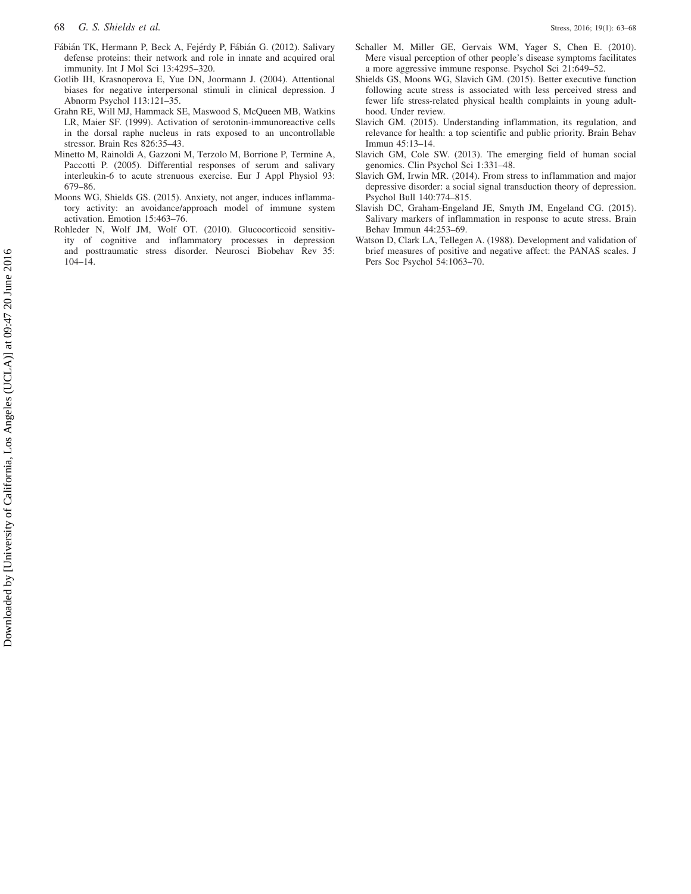Fábián TK, Hermann P, Beck A, Fejérdy P, Fábián G. (2012). Salivary defense proteins: their network and role in innate and acquired oral immunity. Int J Mol Sci 13:4295–320.

Gotlib IH, Krasnoperova E, Yue DN, Joormann J. (2004). Attentional biases for negative interpersonal stimuli in clinical depression. J Abnorm Psychol 113:121–35.

Grahn RE, Will MJ, Hammack SE, Maswood S, McQueen MB, Watkins LR, Maier SF. (1999). Activation of serotonin-immunoreactive cells in the dorsal raphe nucleus in rats exposed to an uncontrollable stressor. Brain Res 826:35–43.

Minetto M, Rainoldi A, Gazzoni M, Terzolo M, Borrione P, Termine A, Paccotti P. (2005). Differential responses of serum and salivary interleukin-6 to acute strenuous exercise. Eur J Appl Physiol 93: 679–86.

Moons WG, Shields GS. (2015). Anxiety, not anger, induces inflammatory activity: an avoidance/approach model of immune system activation. Emotion 15:463–76.

Rohleder N, Wolf JM, Wolf OT. (2010). Glucocorticoid sensitivity of cognitive and inflammatory processes in depression and posttraumatic stress disorder. Neurosci Biobehav Rev 35: 104–14.

Schaller M, Miller GE, Gervais WM, Yager S, Chen E. (2010). Mere visual perception of other people's disease symptoms facilitates a more aggressive immune response. Psychol Sci 21:649–52.

Shields GS, Moons WG, Slavich GM. (2015). Better executive function following acute stress is associated with less perceived stress and fewer life stress-related physical health complaints in young adulthood. Under review.

Slavich GM. (2015). Understanding inflammation, its regulation, and relevance for health: a top scientific and public priority. Brain Behav Immun 45:13–14.

Slavich GM, Cole SW. (2013). The emerging field of human social genomics. Clin Psychol Sci 1:331–48.

Slavich GM, Irwin MR. (2014). From stress to inflammation and major depressive disorder: a social signal transduction theory of depression. Psychol Bull 140:774–815.

Slavish DC, Graham-Engeland JE, Smyth JM, Engeland CG. (2015). Salivary markers of inflammation in response to acute stress. Brain Behav Immun 44:253–69.

Watson D, Clark LA, Tellegen A. (1988). Development and validation of brief measures of positive and negative affect: the PANAS scales. J Pers Soc Psychol 54:1063–70.